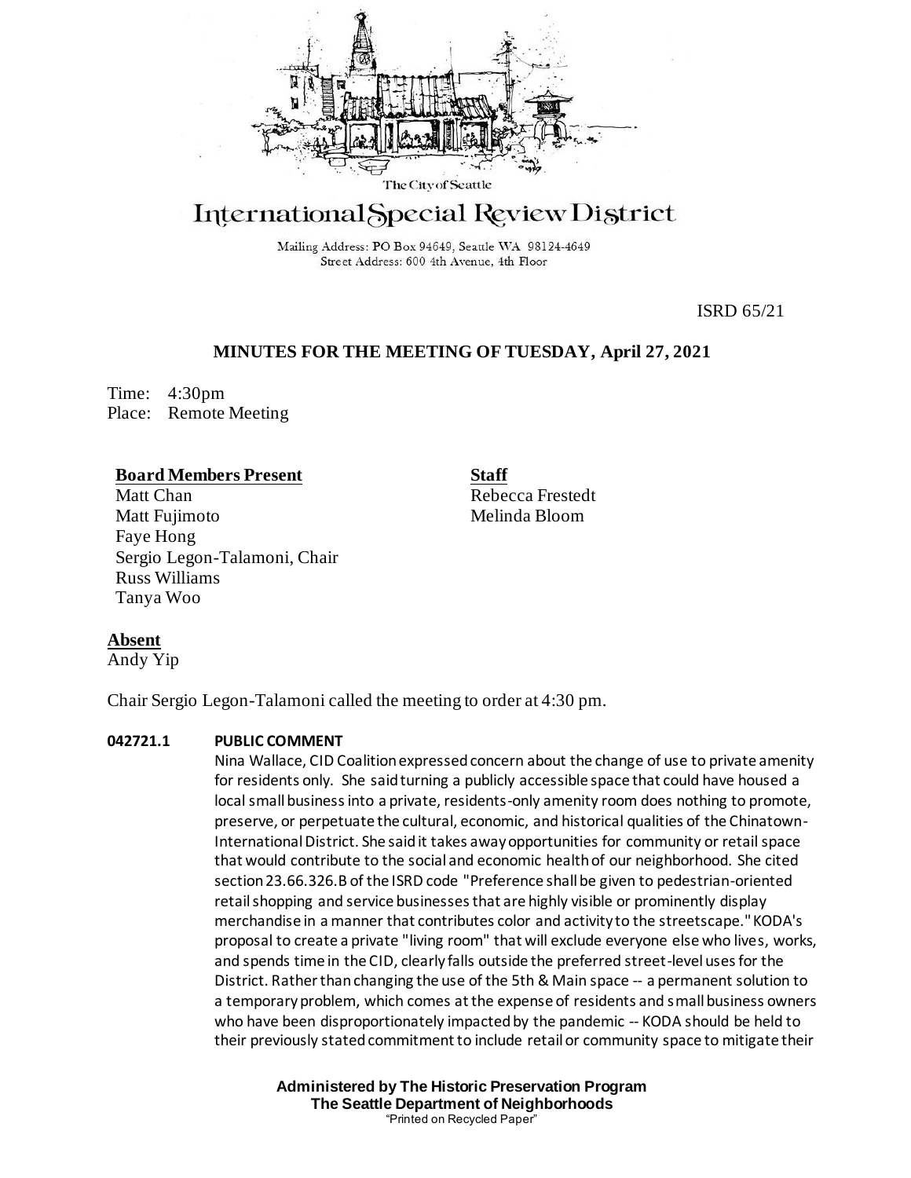The City of Seattle

# International Special Review District

Mailing Address: PO Box 94649, Seattle WA 98124-4649
Street Address: 600 4th Avenue, 4th Floor

ISRD 65/21

## MINUTES FOR THE MEETING OF TUESDAY, April 27, 2021

Time: 4:30pm
Place: Remote Meeting

**Board Members Present**
Matt Chan
Matt Fujimoto
Faye Hong
Sergio Legon-Talamoni, Chair
Russ Williams
Tanya Woo

**Staff**
Rebecca Frestedt
Melinda Bloom

**Absent**
Andy Yip

Chair Sergio Legon-Talamoni called the meeting to order at 4:30 pm.

**042721.1 PUBLIC COMMENT**

Nina Wallace, CID Coalition expressed concern about the change of use to private amenity for residents only. She said turning a publicly accessible space that could have housed a local small business into a private, residents-only amenity room does nothing to promote, preserve, or perpetuate the cultural, economic, and historical qualities of the Chinatown-International District. She said it takes away opportunities for community or retail space that would contribute to the social and economic health of our neighborhood. She cited section 23.66.326.B of the ISRD code "Preference shall be given to pedestrian-oriented retail shopping and service businesses that are highly visible or prominently display merchandise in a manner that contributes color and activity to the streetscape." KODA's proposal to create a private "living room" that will exclude everyone else who lives, works, and spends time in the CID, clearly falls outside the preferred street-level uses for the District. Rather than changing the use of the 5th & Main space -- a permanent solution to a temporary problem, which comes at the expense of residents and small business owners who have been disproportionately impacted by the pandemic -- KODA should be held to their previously stated commitment to include retail or community space to mitigate their

**Administered by The Historic Preservation Program**
**The Seattle Department of Neighborhoods**
"Printed on Recycled Paper"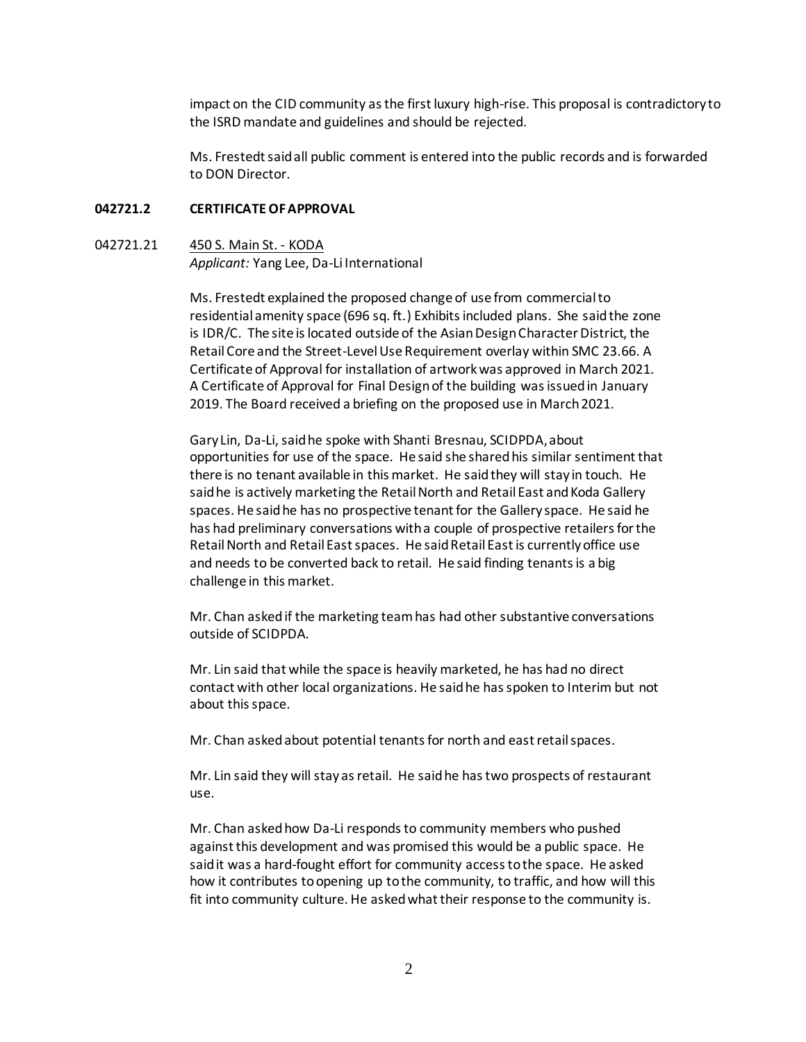impact on the CID community as the first luxury high-rise. This proposal is contradictory to the ISRD mandate and guidelines and should be rejected.

Ms. Frestedt said all public comment is entered into the public records and is forwarded to DON Director.

**042721.2 CERTIFICATE OF APPROVAL**

042721.21 450 S. Main St. - KODA
*Applicant:* Yang Lee, Da-Li International

Ms. Frestedt explained the proposed change of use from commercial to residential amenity space (696 sq. ft.) Exhibits included plans. She said the zone is IDR/C. The site is located outside of the Asian Design Character District, the Retail Core and the Street-Level Use Requirement overlay within SMC 23.66. A Certificate of Approval for installation of artwork was approved in March 2021. A Certificate of Approval for Final Design of the building was issued in January 2019. The Board received a briefing on the proposed use in March 2021.

Gary Lin, Da-Li, said he spoke with Shanti Bresnau, SCIDPDA, about opportunities for use of the space. He said she shared his similar sentiment that there is no tenant available in this market. He said they will stay in touch. He said he is actively marketing the Retail North and Retail East and Koda Gallery spaces. He said he has no prospective tenant for the Gallery space. He said he has had preliminary conversations with a couple of prospective retailers for the Retail North and Retail East spaces. He said Retail East is currently office use and needs to be converted back to retail. He said finding tenants is a big challenge in this market.

Mr. Chan asked if the marketing team has had other substantive conversations outside of SCIDPDA.

Mr. Lin said that while the space is heavily marketed, he has had no direct contact with other local organizations. He said he has spoken to Interim but not about this space.

Mr. Chan asked about potential tenants for north and east retail spaces.

Mr. Lin said they will stay as retail. He said he has two prospects of restaurant use.

Mr. Chan asked how Da-Li responds to community members who pushed against this development and was promised this would be a public space. He said it was a hard-fought effort for community access to the space. He asked how it contributes to opening up to the community, to traffic, and how will this fit into community culture. He asked what their response to the community is.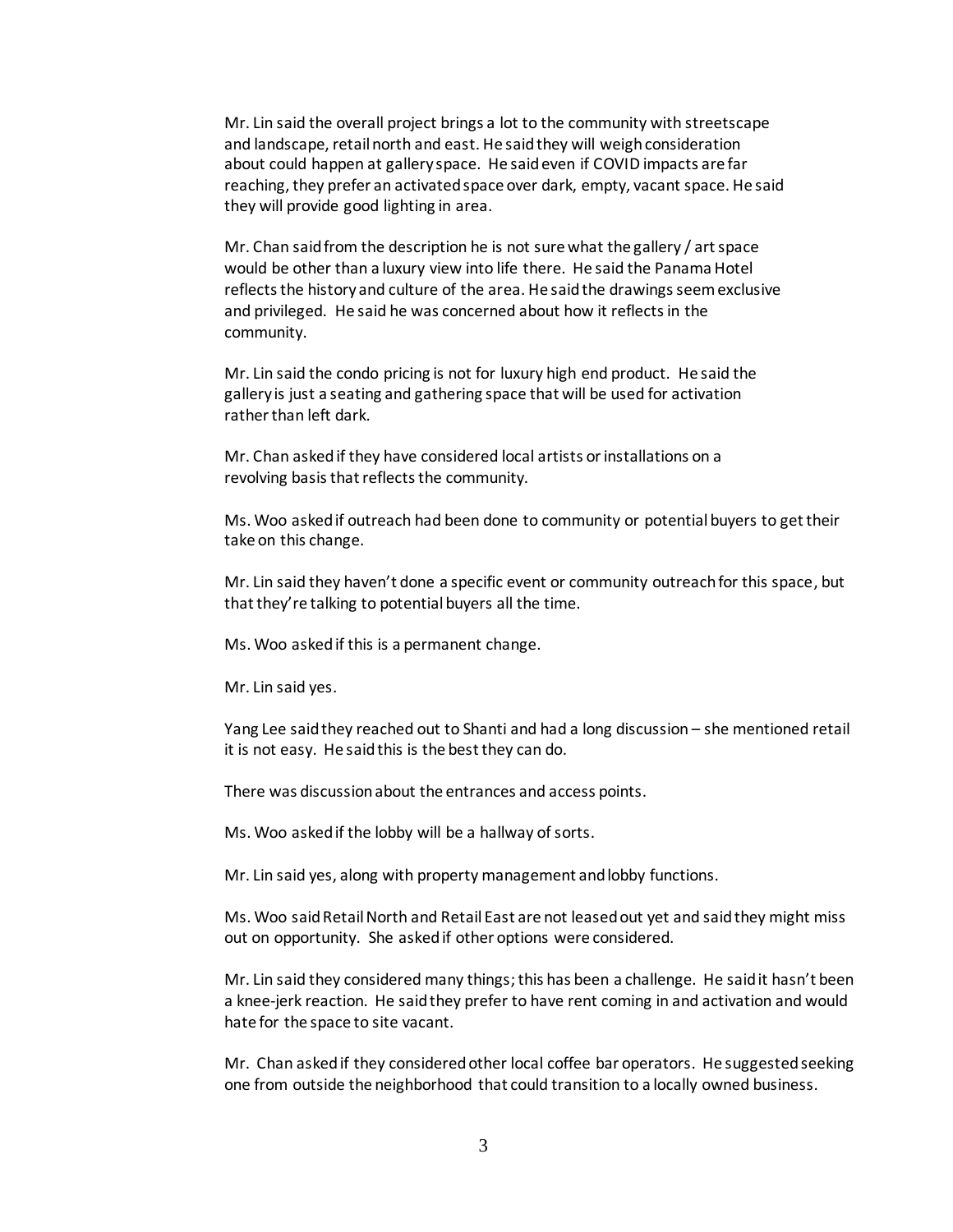Mr. Lin said the overall project brings a lot to the community with streetscape and landscape, retail north and east. He said they will weigh consideration about could happen at gallery space. He said even if COVID impacts are far reaching, they prefer an activated space over dark, empty, vacant space. He said they will provide good lighting in area.

Mr. Chan said from the description he is not sure what the gallery / art space would be other than a luxury view into life there. He said the Panama Hotel reflects the history and culture of the area. He said the drawings seem exclusive and privileged. He said he was concerned about how it reflects in the community.

Mr. Lin said the condo pricing is not for luxury high end product. He said the gallery is just a seating and gathering space that will be used for activation rather than left dark.

Mr. Chan asked if they have considered local artists or installations on a revolving basis that reflects the community.

Ms. Woo asked if outreach had been done to community or potential buyers to get their take on this change.

Mr. Lin said they haven't done a specific event or community outreach for this space, but that they're talking to potential buyers all the time.

Ms. Woo asked if this is a permanent change.

Mr. Lin said yes.

Yang Lee said they reached out to Shanti and had a long discussion – she mentioned retail it is not easy. He said this is the best they can do.

There was discussion about the entrances and access points.

Ms. Woo asked if the lobby will be a hallway of sorts.

Mr. Lin said yes, along with property management and lobby functions.

Ms. Woo said Retail North and Retail East are not leased out yet and said they might miss out on opportunity. She asked if other options were considered.

Mr. Lin said they considered many things; this has been a challenge. He said it hasn't been a knee-jerk reaction. He said they prefer to have rent coming in and activation and would hate for the space to site vacant.

Mr. Chan asked if they considered other local coffee bar operators. He suggested seeking one from outside the neighborhood that could transition to a locally owned business.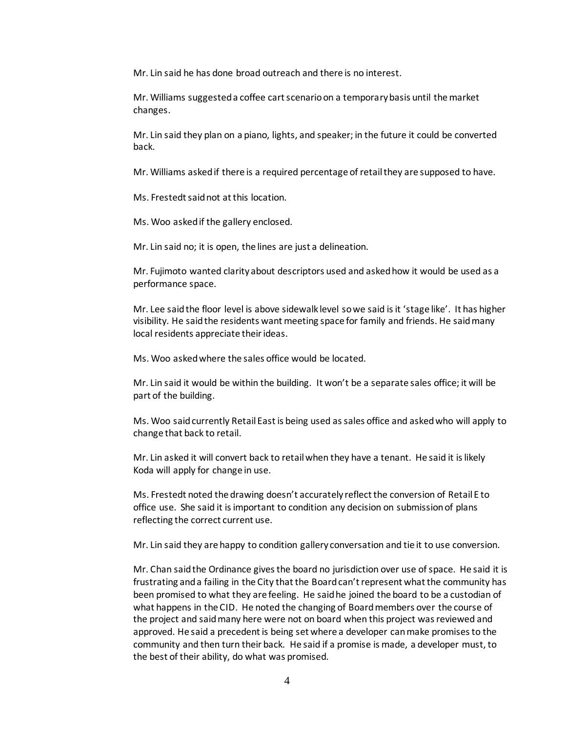Mr. Lin said he has done broad outreach and there is no interest.

Mr. Williams suggested a coffee cart scenario on a temporary basis until the market changes.

Mr. Lin said they plan on a piano, lights, and speaker; in the future it could be converted back.

Mr. Williams asked if there is a required percentage of retail they are supposed to have.

Ms. Frestedt said not at this location.

Ms. Woo asked if the gallery enclosed.

Mr. Lin said no; it is open, the lines are just a delineation.

Mr. Fujimoto wanted clarity about descriptors used and asked how it would be used as a performance space.

Mr. Lee said the floor level is above sidewalk level so we said is it 'stage like'. It has higher visibility. He said the residents want meeting space for family and friends. He said many local residents appreciate their ideas.

Ms. Woo asked where the sales office would be located.

Mr. Lin said it would be within the building. It won't be a separate sales office; it will be part of the building.

Ms. Woo said currently Retail East is being used as sales office and asked who will apply to change that back to retail.

Mr. Lin asked it will convert back to retail when they have a tenant. He said it is likely Koda will apply for change in use.

Ms. Frestedt noted the drawing doesn't accurately reflect the conversion of Retail E to office use. She said it is important to condition any decision on submission of plans reflecting the correct current use.

Mr. Lin said they are happy to condition gallery conversation and tie it to use conversion.

Mr. Chan said the Ordinance gives the board no jurisdiction over use of space. He said it is frustrating and a failing in the City that the Board can't represent what the community has been promised to what they are feeling. He said he joined the board to be a custodian of what happens in the CID. He noted the changing of Board members over the course of the project and said many here were not on board when this project was reviewed and approved. He said a precedent is being set where a developer can make promises to the community and then turn their back. He said if a promise is made, a developer must, to the best of their ability, do what was promised.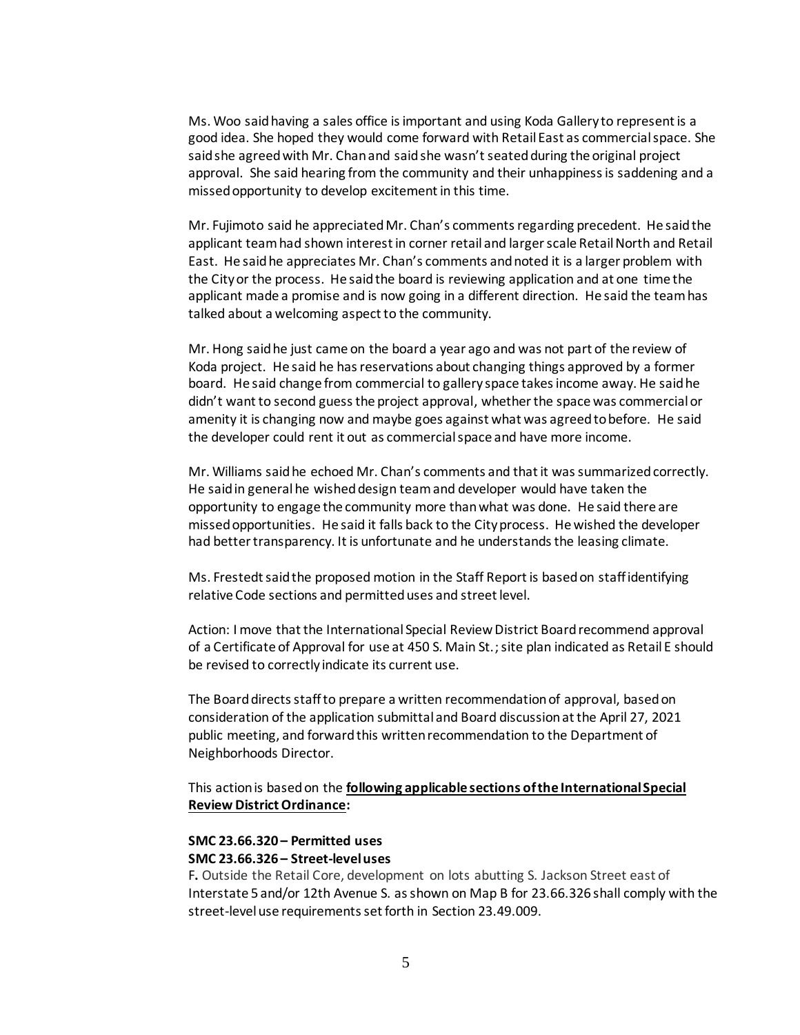Ms. Woo said having a sales office is important and using Koda Gallery to represent is a good idea. She hoped they would come forward with Retail East as commercial space. She said she agreed with Mr. Chan and said she wasn't seated during the original project approval. She said hearing from the community and their unhappiness is saddening and a missed opportunity to develop excitement in this time.

Mr. Fujimoto said he appreciated Mr. Chan's comments regarding precedent. He said the applicant team had shown interest in corner retail and larger scale Retail North and Retail East. He said he appreciates Mr. Chan's comments and noted it is a larger problem with the City or the process. He said the board is reviewing application and at one time the applicant made a promise and is now going in a different direction. He said the team has talked about a welcoming aspect to the community.

Mr. Hong said he just came on the board a year ago and was not part of the review of Koda project. He said he has reservations about changing things approved by a former board. He said change from commercial to gallery space takes income away. He said he didn't want to second guess the project approval, whether the space was commercial or amenity it is changing now and maybe goes against what was agreed to before. He said the developer could rent it out as commercial space and have more income.

Mr. Williams said he echoed Mr. Chan's comments and that it was summarized correctly. He said in general he wished design team and developer would have taken the opportunity to engage the community more than what was done. He said there are missed opportunities. He said it falls back to the City process. He wished the developer had better transparency. It is unfortunate and he understands the leasing climate.

Ms. Frestedt said the proposed motion in the Staff Report is based on staff identifying relative Code sections and permitted uses and street level.

Action: I move that the International Special Review District Board recommend approval of a Certificate of Approval for use at 450 S. Main St.; site plan indicated as Retail E should be revised to correctly indicate its current use.

The Board directs staff to prepare a written recommendation of approval, based on consideration of the application submittal and Board discussion at the April 27, 2021 public meeting, and forward this written recommendation to the Department of Neighborhoods Director.

This action is based on the **following applicable sections of the International Special Review District Ordinance:**

**SMC 23.66.320 – Permitted uses**
**SMC 23.66.326 – Street-level uses**

**F.** Outside the Retail Core, development on lots abutting S. Jackson Street east of Interstate 5 and/or 12th Avenue S. as shown on Map B for 23.66.326 shall comply with the street-level use requirements set forth in Section 23.49.009.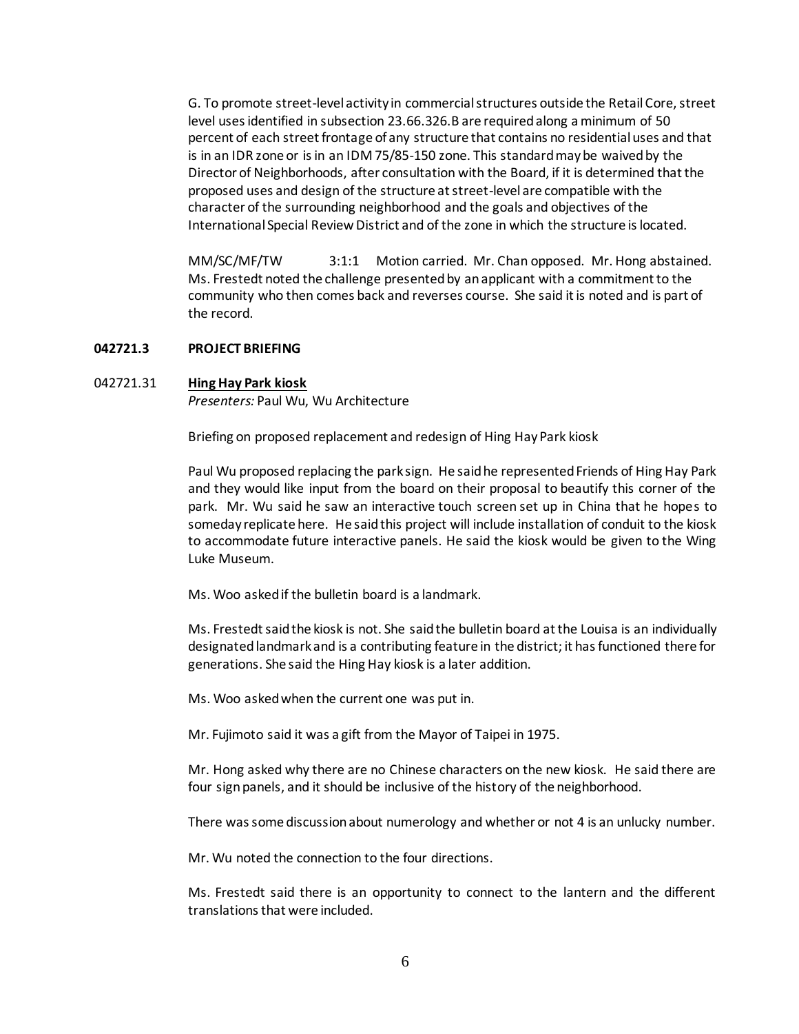G. To promote street-level activity in commercial structures outside the Retail Core, street level uses identified in subsection 23.66.326.B are required along a minimum of 50 percent of each street frontage of any structure that contains no residential uses and that is in an IDR zone or is in an IDM 75/85-150 zone. This standard may be waived by the Director of Neighborhoods, after consultation with the Board, if it is determined that the proposed uses and design of the structure at street-level are compatible with the character of the surrounding neighborhood and the goals and objectives of the International Special Review District and of the zone in which the structure is located.

MM/SC/MF/TW 3:1:1 Motion carried. Mr. Chan opposed. Mr. Hong abstained. Ms. Frestedt noted the challenge presented by an applicant with a commitment to the community who then comes back and reverses course. She said it is noted and is part of the record.

**042721.3 PROJECT BRIEFING**

042721.31 **Hing Hay Park kiosk**
*Presenters:* Paul Wu, Wu Architecture

Briefing on proposed replacement and redesign of Hing Hay Park kiosk

Paul Wu proposed replacing the park sign. He said he represented Friends of Hing Hay Park and they would like input from the board on their proposal to beautify this corner of the park. Mr. Wu said he saw an interactive touch screen set up in China that he hopes to someday replicate here. He said this project will include installation of conduit to the kiosk to accommodate future interactive panels. He said the kiosk would be given to the Wing Luke Museum.

Ms. Woo asked if the bulletin board is a landmark.

Ms. Frestedt said the kiosk is not. She said the bulletin board at the Louisa is an individually designated landmark and is a contributing feature in the district; it has functioned there for generations. She said the Hing Hay kiosk is a later addition.

Ms. Woo asked when the current one was put in.

Mr. Fujimoto said it was a gift from the Mayor of Taipei in 1975.

Mr. Hong asked why there are no Chinese characters on the new kiosk. He said there are four sign panels, and it should be inclusive of the history of the neighborhood.

There was some discussion about numerology and whether or not 4 is an unlucky number.

Mr. Wu noted the connection to the four directions.

Ms. Frestedt said there is an opportunity to connect to the lantern and the different translations that were included.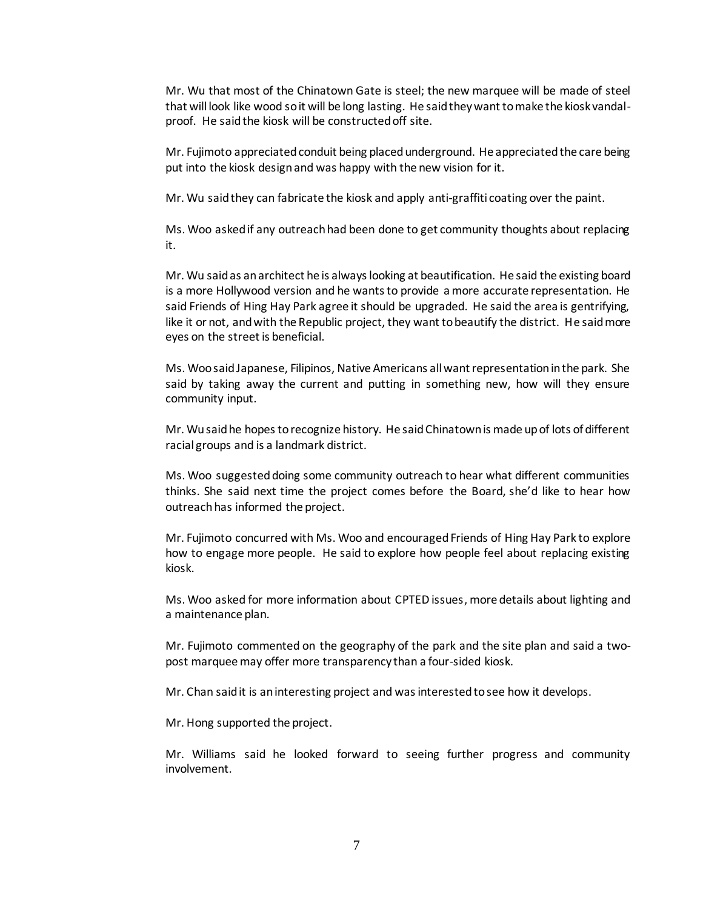Mr. Wu that most of the Chinatown Gate is steel; the new marquee will be made of steel that will look like wood so it will be long lasting. He said they want to make the kiosk vandal-proof. He said the kiosk will be constructed off site.

Mr. Fujimoto appreciated conduit being placed underground. He appreciated the care being put into the kiosk design and was happy with the new vision for it.

Mr. Wu said they can fabricate the kiosk and apply anti-graffiti coating over the paint.

Ms. Woo asked if any outreach had been done to get community thoughts about replacing it.

Mr. Wu said as an architect he is always looking at beautification. He said the existing board is a more Hollywood version and he wants to provide a more accurate representation. He said Friends of Hing Hay Park agree it should be upgraded. He said the area is gentrifying, like it or not, and with the Republic project, they want to beautify the district. He said more eyes on the street is beneficial.

Ms. Woo said Japanese, Filipinos, Native Americans all want representation in the park. She said by taking away the current and putting in something new, how will they ensure community input.

Mr. Wu said he hopes to recognize history. He said Chinatown is made up of lots of different racial groups and is a landmark district.

Ms. Woo suggested doing some community outreach to hear what different communities thinks. She said next time the project comes before the Board, she'd like to hear how outreach has informed the project.

Mr. Fujimoto concurred with Ms. Woo and encouraged Friends of Hing Hay Park to explore how to engage more people. He said to explore how people feel about replacing existing kiosk.

Ms. Woo asked for more information about CPTED issues, more details about lighting and a maintenance plan.

Mr. Fujimoto commented on the geography of the park and the site plan and said a two-post marquee may offer more transparency than a four-sided kiosk.

Mr. Chan said it is an interesting project and was interested to see how it develops.

Mr. Hong supported the project.

Mr. Williams said he looked forward to seeing further progress and community involvement.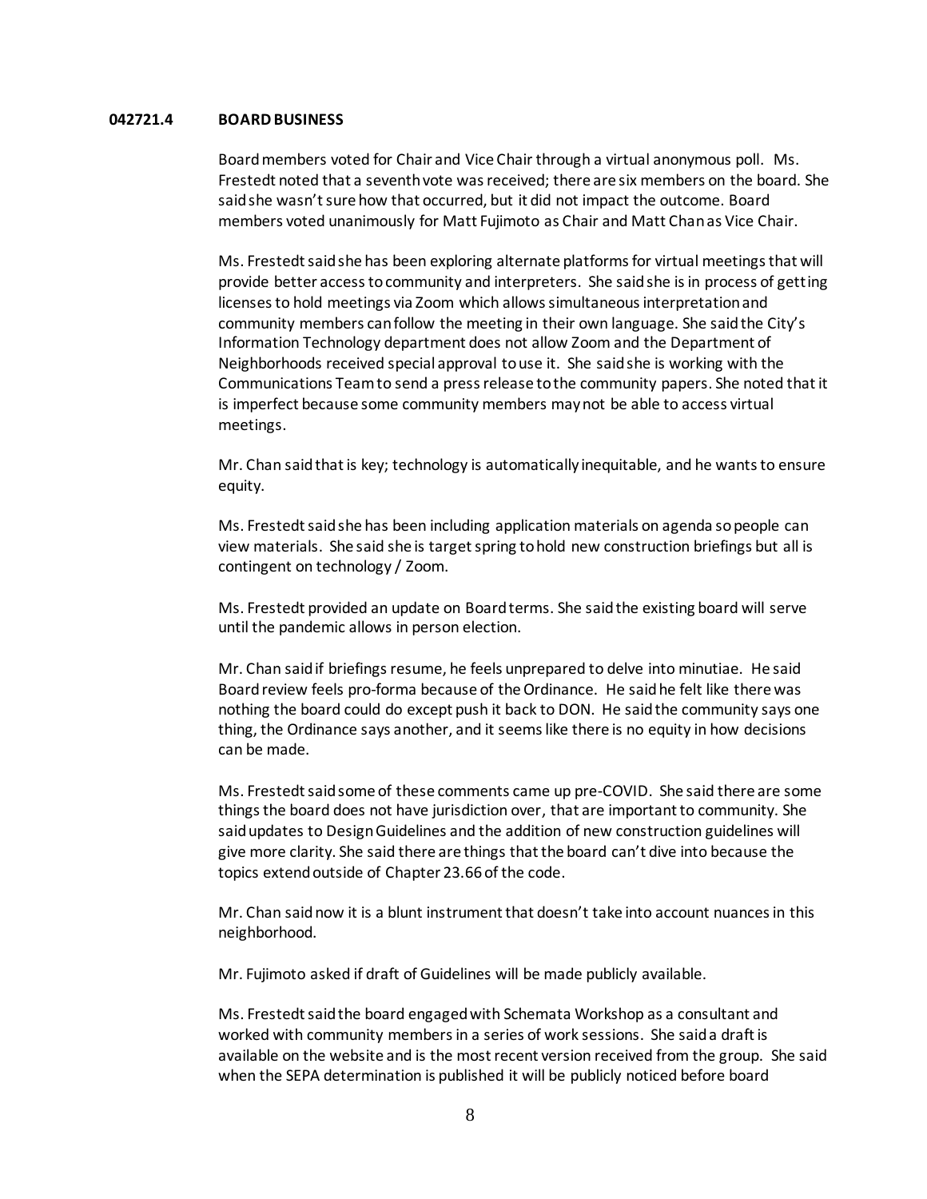**042721.4 BOARD BUSINESS**

Board members voted for Chair and Vice Chair through a virtual anonymous poll. Ms. Frestedt noted that a seventh vote was received; there are six members on the board. She said she wasn't sure how that occurred, but it did not impact the outcome. Board members voted unanimously for Matt Fujimoto as Chair and Matt Chan as Vice Chair.

Ms. Frestedt said she has been exploring alternate platforms for virtual meetings that will provide better access to community and interpreters. She said she is in process of getting licenses to hold meetings via Zoom which allows simultaneous interpretation and community members can follow the meeting in their own language. She said the City's Information Technology department does not allow Zoom and the Department of Neighborhoods received special approval to use it. She said she is working with the Communications Team to send a press release to the community papers. She noted that it is imperfect because some community members may not be able to access virtual meetings.

Mr. Chan said that is key; technology is automatically inequitable, and he wants to ensure equity.

Ms. Frestedt said she has been including application materials on agenda so people can view materials. She said she is target spring to hold new construction briefings but all is contingent on technology / Zoom.

Ms. Frestedt provided an update on Board terms. She said the existing board will serve until the pandemic allows in person election.

Mr. Chan said if briefings resume, he feels unprepared to delve into minutiae. He said Board review feels pro-forma because of the Ordinance. He said he felt like there was nothing the board could do except push it back to DON. He said the community says one thing, the Ordinance says another, and it seems like there is no equity in how decisions can be made.

Ms. Frestedt said some of these comments came up pre-COVID. She said there are some things the board does not have jurisdiction over, that are important to community. She said updates to Design Guidelines and the addition of new construction guidelines will give more clarity. She said there are things that the board can't dive into because the topics extend outside of Chapter 23.66 of the code.

Mr. Chan said now it is a blunt instrument that doesn't take into account nuances in this neighborhood.

Mr. Fujimoto asked if draft of Guidelines will be made publicly available.

Ms. Frestedt said the board engaged with Schemata Workshop as a consultant and worked with community members in a series of work sessions. She said a draft is available on the website and is the most recent version received from the group. She said when the SEPA determination is published it will be publicly noticed before board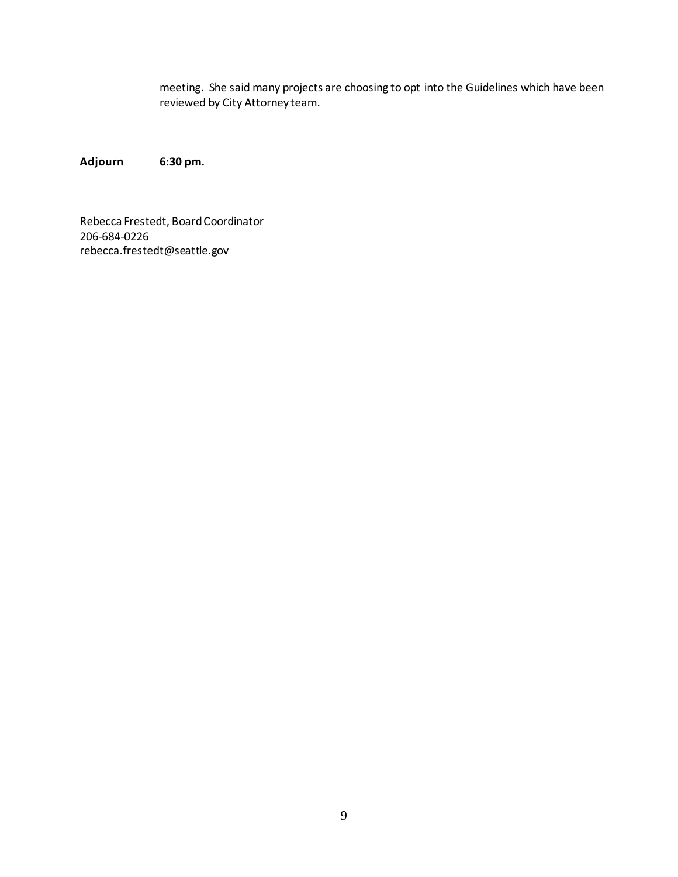meeting. She said many projects are choosing to opt into the Guidelines which have been reviewed by City Attorney team.

**Adjourn 6:30 pm.**

Rebecca Frestedt, Board Coordinator
206-684-0226
rebecca.frestedt@seattle.gov